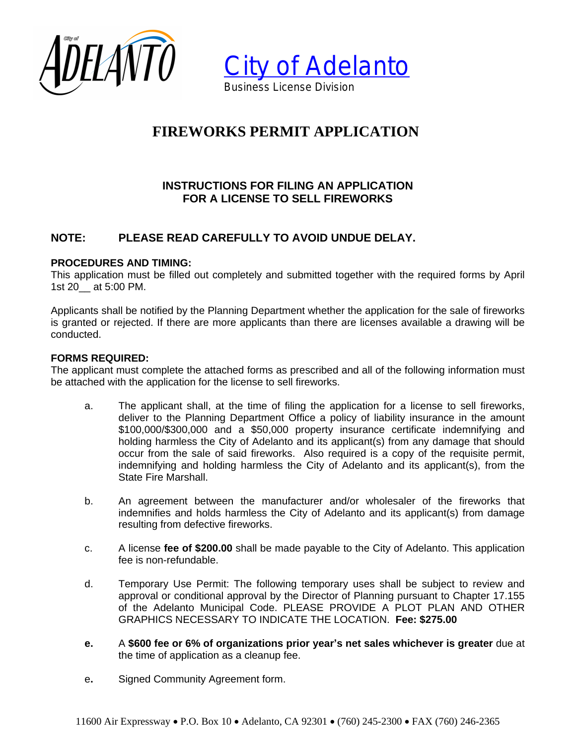City of Adelanto
Business License Division

# FIREWORKS PERMIT APPLICATION

## INSTRUCTIONS FOR FILING AN APPLICATION FOR A LICENSE TO SELL FIREWORKS

**NOTE: PLEASE READ CAREFULLY TO AVOID UNDUE DELAY.**

**PROCEDURES AND TIMING:**
This application must be filled out completely and submitted together with the required forms by April 1st 20__ at 5:00 PM.

Applicants shall be notified by the Planning Department whether the application for the sale of fireworks is granted or rejected. If there are more applicants than there are licenses available a drawing will be conducted.

**FORMS REQUIRED:**
The applicant must complete the attached forms as prescribed and all of the following information must be attached with the application for the license to sell fireworks.

a. The applicant shall, at the time of filing the application for a license to sell fireworks, deliver to the Planning Department Office a policy of liability insurance in the amount $100,000/$300,000 and a $50,000 property insurance certificate indemnifying and holding harmless the City of Adelanto and its applicant(s) from any damage that should occur from the sale of said fireworks. Also required is a copy of the requisite permit, indemnifying and holding harmless the City of Adelanto and its applicant(s), from the State Fire Marshall.

b. An agreement between the manufacturer and/or wholesaler of the fireworks that indemnifies and holds harmless the City of Adelanto and its applicant(s) from damage resulting from defective fireworks.

c. A license **fee of $200.00** shall be made payable to the City of Adelanto. This application fee is non-refundable.

d. Temporary Use Permit: The following temporary uses shall be subject to review and approval or conditional approval by the Director of Planning pursuant to Chapter 17.155 of the Adelanto Municipal Code. PLEASE PROVIDE A PLOT PLAN AND OTHER GRAPHICS NECESSARY TO INDICATE THE LOCATION. **Fee: $275.00**

**e.** A **$600 fee or 6% of organizations prior year's net sales whichever is greater** due at the time of application as a cleanup fee.

e**.** Signed Community Agreement form.

11600 Air Expressway • P.O. Box 10 • Adelanto, CA 92301 • (760) 245-2300 • FAX (760) 246-2365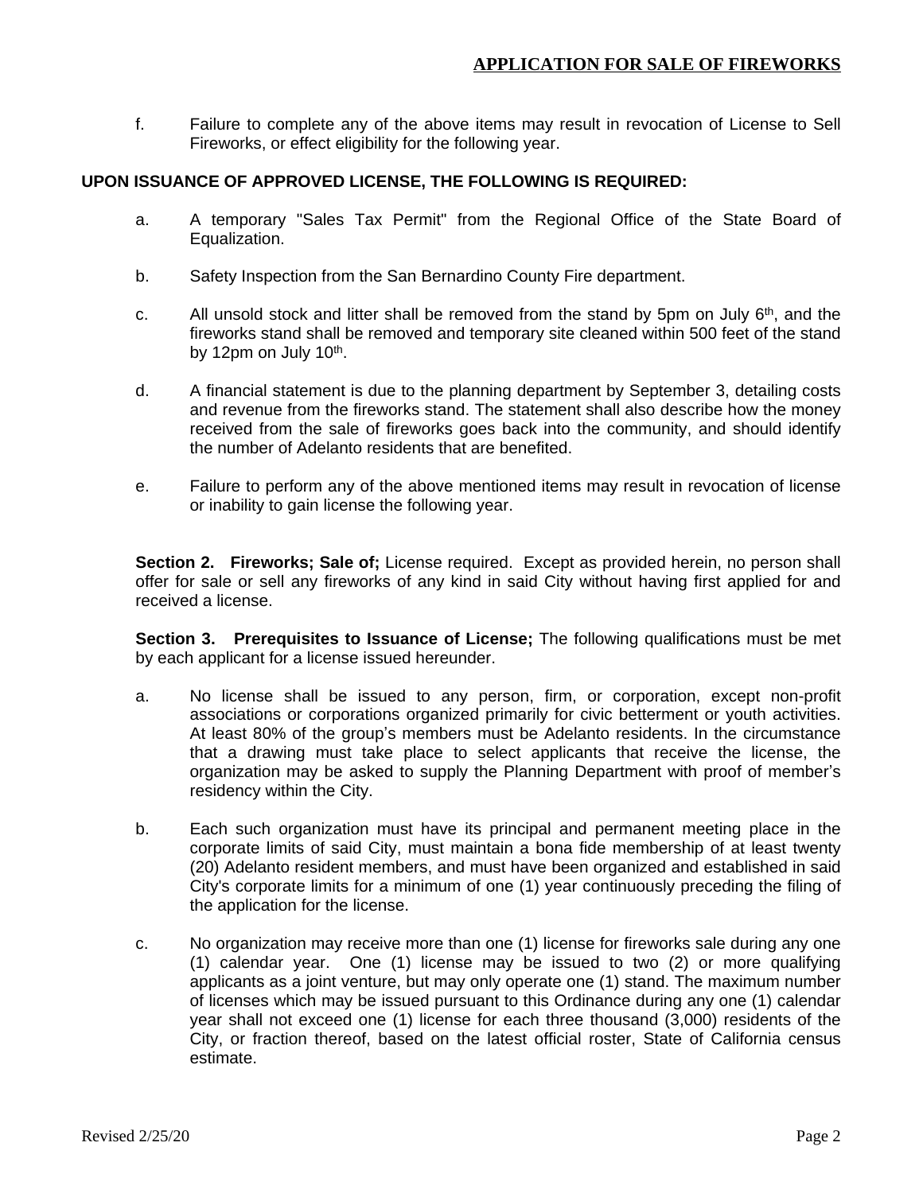f. Failure to complete any of the above items may result in revocation of License to Sell Fireworks, or effect eligibility for the following year.

**UPON ISSUANCE OF APPROVED LICENSE, THE FOLLOWING IS REQUIRED:**

a. A temporary "Sales Tax Permit" from the Regional Office of the State Board of Equalization.

b. Safety Inspection from the San Bernardino County Fire department.

c. All unsold stock and litter shall be removed from the stand by 5pm on July 6th, and the fireworks stand shall be removed and temporary site cleaned within 500 feet of the stand by 12pm on July 10th.

d. A financial statement is due to the planning department by September 3, detailing costs and revenue from the fireworks stand. The statement shall also describe how the money received from the sale of fireworks goes back into the community, and should identify the number of Adelanto residents that are benefited.

e. Failure to perform any of the above mentioned items may result in revocation of license or inability to gain license the following year.

**Section 2. Fireworks; Sale of;** License required. Except as provided herein, no person shall offer for sale or sell any fireworks of any kind in said City without having first applied for and received a license.

**Section 3. Prerequisites to Issuance of License;** The following qualifications must be met by each applicant for a license issued hereunder.

a. No license shall be issued to any person, firm, or corporation, except non-profit associations or corporations organized primarily for civic betterment or youth activities. At least 80% of the group's members must be Adelanto residents. In the circumstance that a drawing must take place to select applicants that receive the license, the organization may be asked to supply the Planning Department with proof of member's residency within the City.

b. Each such organization must have its principal and permanent meeting place in the corporate limits of said City, must maintain a bona fide membership of at least twenty (20) Adelanto resident members, and must have been organized and established in said City's corporate limits for a minimum of one (1) year continuously preceding the filing of the application for the license.

c. No organization may receive more than one (1) license for fireworks sale during any one (1) calendar year. One (1) license may be issued to two (2) or more qualifying applicants as a joint venture, but may only operate one (1) stand. The maximum number of licenses which may be issued pursuant to this Ordinance during any one (1) calendar year shall not exceed one (1) license for each three thousand (3,000) residents of the City, or fraction thereof, based on the latest official roster, State of California census estimate.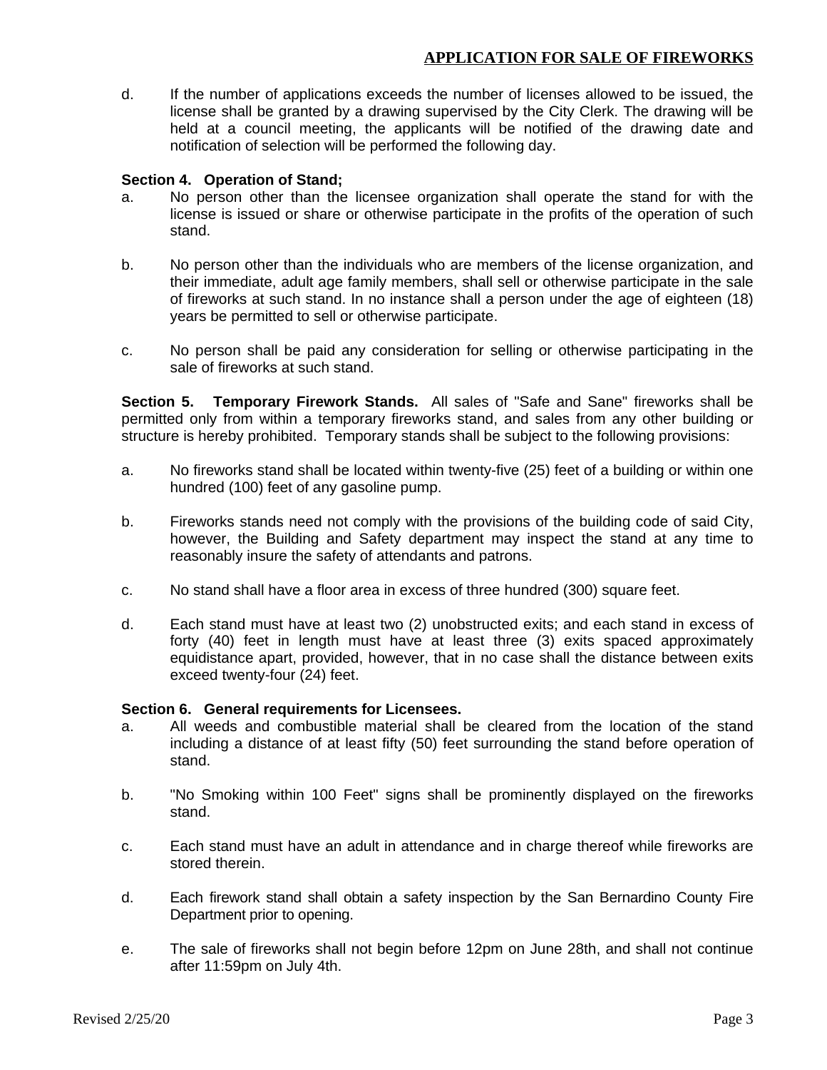d. If the number of applications exceeds the number of licenses allowed to be issued, the license shall be granted by a drawing supervised by the City Clerk. The drawing will be held at a council meeting, the applicants will be notified of the drawing date and notification of selection will be performed the following day.

**Section 4. Operation of Stand;**

a. No person other than the licensee organization shall operate the stand for with the license is issued or share or otherwise participate in the profits of the operation of such stand.

b. No person other than the individuals who are members of the license organization, and their immediate, adult age family members, shall sell or otherwise participate in the sale of fireworks at such stand. In no instance shall a person under the age of eighteen (18) years be permitted to sell or otherwise participate.

c. No person shall be paid any consideration for selling or otherwise participating in the sale of fireworks at such stand.

**Section 5. Temporary Firework Stands.** All sales of "Safe and Sane" fireworks shall be permitted only from within a temporary fireworks stand, and sales from any other building or structure is hereby prohibited. Temporary stands shall be subject to the following provisions:

a. No fireworks stand shall be located within twenty-five (25) feet of a building or within one hundred (100) feet of any gasoline pump.

b. Fireworks stands need not comply with the provisions of the building code of said City, however, the Building and Safety department may inspect the stand at any time to reasonably insure the safety of attendants and patrons.

c. No stand shall have a floor area in excess of three hundred (300) square feet.

d. Each stand must have at least two (2) unobstructed exits; and each stand in excess of forty (40) feet in length must have at least three (3) exits spaced approximately equidistance apart, provided, however, that in no case shall the distance between exits exceed twenty-four (24) feet.

**Section 6. General requirements for Licensees.**

a. All weeds and combustible material shall be cleared from the location of the stand including a distance of at least fifty (50) feet surrounding the stand before operation of stand.

b. "No Smoking within 100 Feet" signs shall be prominently displayed on the fireworks stand.

c. Each stand must have an adult in attendance and in charge thereof while fireworks are stored therein.

d. Each firework stand shall obtain a safety inspection by the San Bernardino County Fire Department prior to opening.

e. The sale of fireworks shall not begin before 12pm on June 28th, and shall not continue after 11:59pm on July 4th.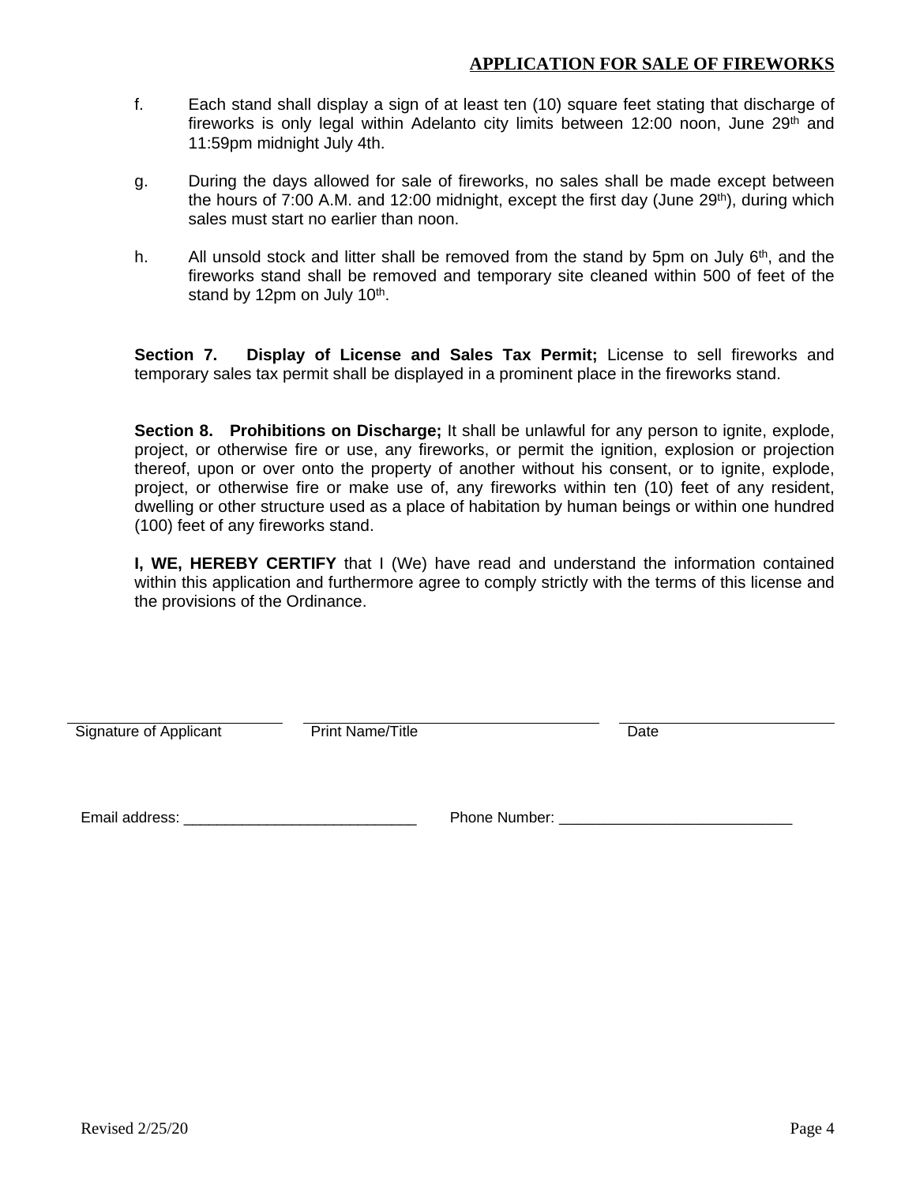f. Each stand shall display a sign of at least ten (10) square feet stating that discharge of fireworks is only legal within Adelanto city limits between 12:00 noon, June 29th and 11:59pm midnight July 4th.

g. During the days allowed for sale of fireworks, no sales shall be made except between the hours of 7:00 A.M. and 12:00 midnight, except the first day (June 29th), during which sales must start no earlier than noon.

h. All unsold stock and litter shall be removed from the stand by 5pm on July 6th, and the fireworks stand shall be removed and temporary site cleaned within 500 of feet of the stand by 12pm on July 10th.

**Section 7. Display of License and Sales Tax Permit;** License to sell fireworks and temporary sales tax permit shall be displayed in a prominent place in the fireworks stand.

**Section 8. Prohibitions on Discharge;** It shall be unlawful for any person to ignite, explode, project, or otherwise fire or use, any fireworks, or permit the ignition, explosion or projection thereof, upon or over onto the property of another without his consent, or to ignite, explode, project, or otherwise fire or make use of, any fireworks within ten (10) feet of any resident, dwelling or other structure used as a place of habitation by human beings or within one hundred (100) feet of any fireworks stand.

**I, WE, HEREBY CERTIFY** that I (We) have read and understand the information contained within this application and furthermore agree to comply strictly with the terms of this license and the provisions of the Ordinance.

| ______________________ | ______________________ | ______________________ |
|---|---|---|
| Signature of Applicant | Print Name/Title | Date |

Email address: ____________________________ Phone Number: ____________________________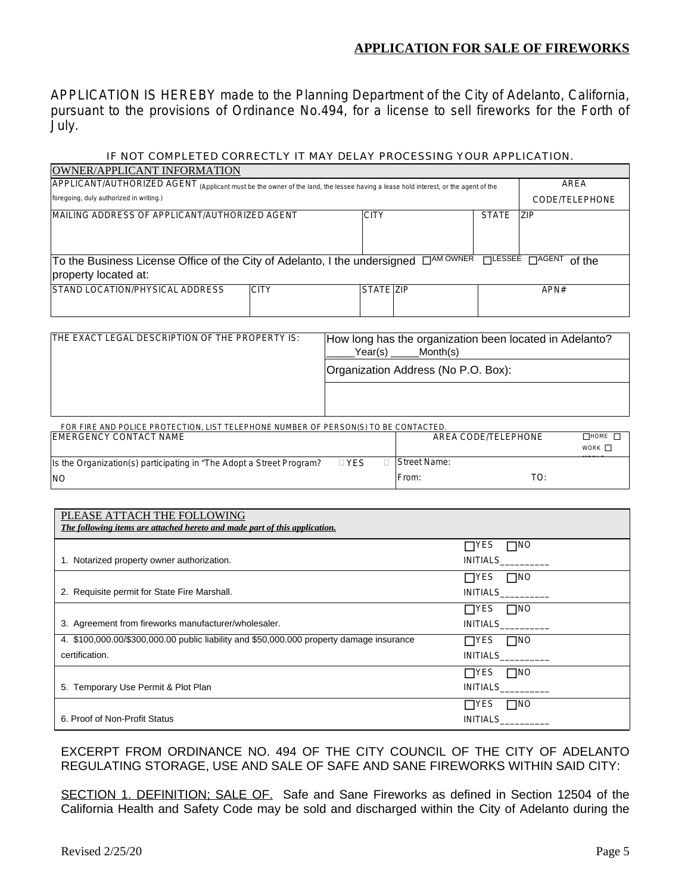## APPLICATION FOR SALE OF FIREWORKS

APPLICATION IS HEREBY made to the Planning Department of the City of Adelanto, California, pursuant to the provisions of Ordinance No.494, for a license to sell fireworks for the Forth of July.

IF NOT COMPLETED CORRECTLY IT MAY DELAY PROCESSING YOUR APPLICATION.

| OWNER/APPLICANT INFORMATION | | | | |
|---|---|---|---|---|
| APPLICANT/AUTHORIZED AGENT (Applicant must be the owner of the land, the lessee having a lease hold interest, or the agent of the foregoing, duly authorized in writing.) | | | | AREA CODE/TELEPHONE |
| MAILING ADDRESS OF APPLICANT/AUTHORIZED AGENT | | CITY | STATE | ZIP |
| To the Business License Office of the City of Adelanto, I the undersigned ☐ AM OWNER ☐ LESSEE ☐ AGENT of the property located at: | | | | |

| STAND LOCATION/PHYSICAL ADDRESS | CITY | STATE | ZIP | APN# |
|---|---|---|---|---|
| | | | | |

| THE EXACT LEGAL DESCRIPTION OF THE PROPERTY IS: | How long has the organization been located in Adelanto? _____Year(s) _____Month(s) |
|---|---|
| | Organization Address (No P.O. Box): |
| | |

FOR FIRE AND POLICE PROTECTION, LIST TELEPHONE NUMBER OF PERSON(S) TO BE CONTACTED.

| EMERGENCY CONTACT NAME | AREA CODE/TELEPHONE | ☐ HOME ☐ WORK ☐ MOBILE |
|---|---|---|
| Is the Organization(s) participating in "The Adopt a Street Program? ☐ YES ☐ NO | Street Name: From: TO: | |

| PLEASE ATTACH THE FOLLOWING *The following items are attached hereto and made part of this application.* | |
|---|---|
| 1. Notarized property owner authorization. | ☐ YES ☐ NO INITIALS_________ |
| 2. Requisite permit for State Fire Marshall. | ☐ YES ☐ NO INITIALS_________ |
| 3. Agreement from fireworks manufacturer/wholesaler. | ☐ YES ☐ NO INITIALS_________ |
| 4. $100,000.00/$300,000.00 public liability and $50,000.000 property damage insurance certification. | ☐ YES ☐ NO INITIALS_________ |
| 5. Temporary Use Permit & Plot Plan | ☐ YES ☐ NO INITIALS_________ |
| 6. Proof of Non-Profit Status | ☐ YES ☐ NO INITIALS_________ |

EXCERPT FROM ORDINANCE NO. 494 OF THE CITY COUNCIL OF THE CITY OF ADELANTO REGULATING STORAGE, USE AND SALE OF SAFE AND SANE FIREWORKS WITHIN SAID CITY:

SECTION 1. DEFINITION; SALE OF. Safe and Sane Fireworks as defined in Section 12504 of the California Health and Safety Code may be sold and discharged within the City of Adelanto during the

Revised 2/25/20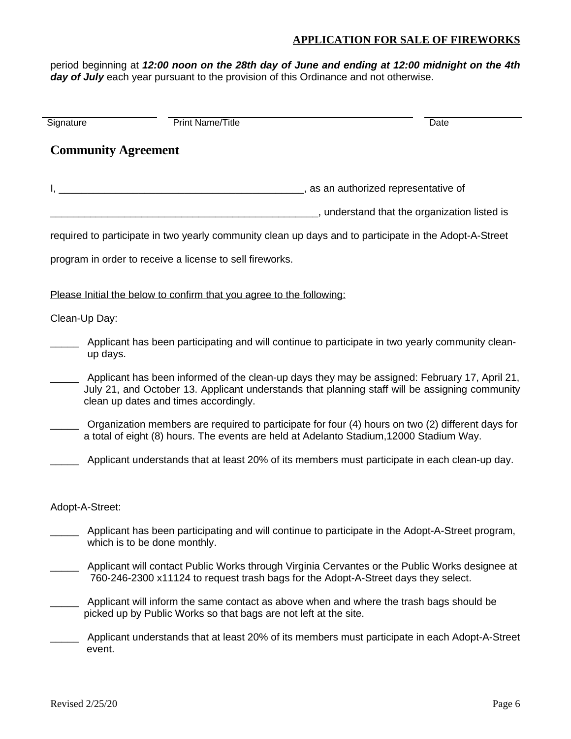period beginning at ***12:00 noon on the 28th day of June and ending at 12:00 midnight on the 4th day of July*** each year pursuant to the provision of this Ordinance and not otherwise.

| Signature | Print Name/Title | Date |
|---|---|---|
| | | |

## Community Agreement

I, _____________________________________________, as an authorized representative of

________________________________________________, understand that the organization listed is required to participate in two yearly community clean up days and to participate in the Adopt-A-Street program in order to receive a license to sell fireworks.

Please Initial the below to confirm that you agree to the following:

Clean-Up Day:

_____ Applicant has been participating and will continue to participate in two yearly community clean-up days.

_____ Applicant has been informed of the clean-up days they may be assigned: February 17, April 21, July 21, and October 13. Applicant understands that planning staff will be assigning community clean up dates and times accordingly.

_____ Organization members are required to participate for four (4) hours on two (2) different days for a total of eight (8) hours. The events are held at Adelanto Stadium,12000 Stadium Way.

_____ Applicant understands that at least 20% of its members must participate in each clean-up day.

Adopt-A-Street:

_____ Applicant has been participating and will continue to participate in the Adopt-A-Street program, which is to be done monthly.

_____ Applicant will contact Public Works through Virginia Cervantes or the Public Works designee at 760-246-2300 x11124 to request trash bags for the Adopt-A-Street days they select.

_____ Applicant will inform the same contact as above when and where the trash bags should be picked up by Public Works so that bags are not left at the site.

_____ Applicant understands that at least 20% of its members must participate in each Adopt-A-Street event.

Revised 2/25/20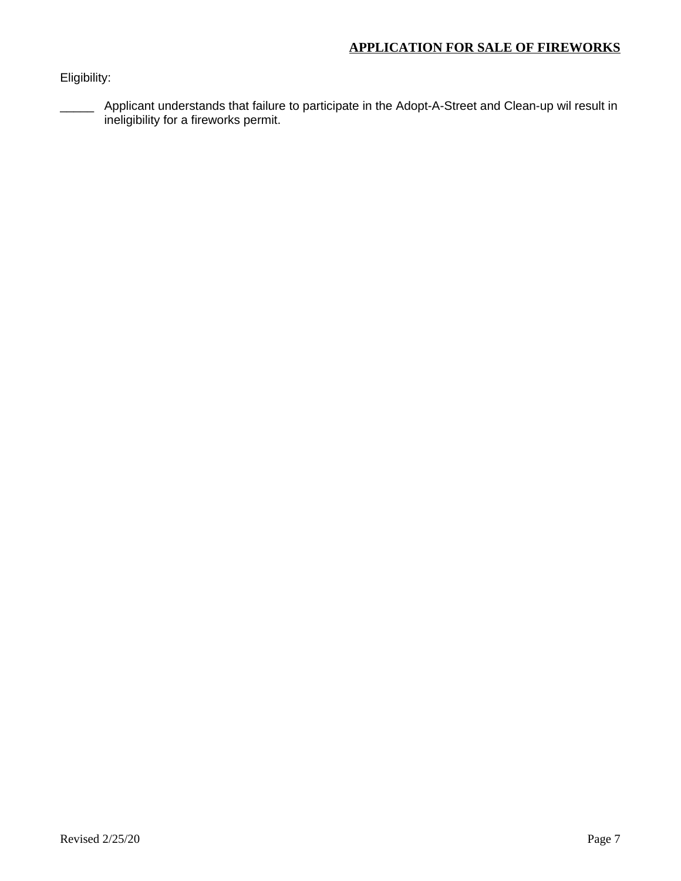Eligibility:

_____ Applicant understands that failure to participate in the Adopt-A-Street and Clean-up wil result in ineligibility for a fireworks permit.